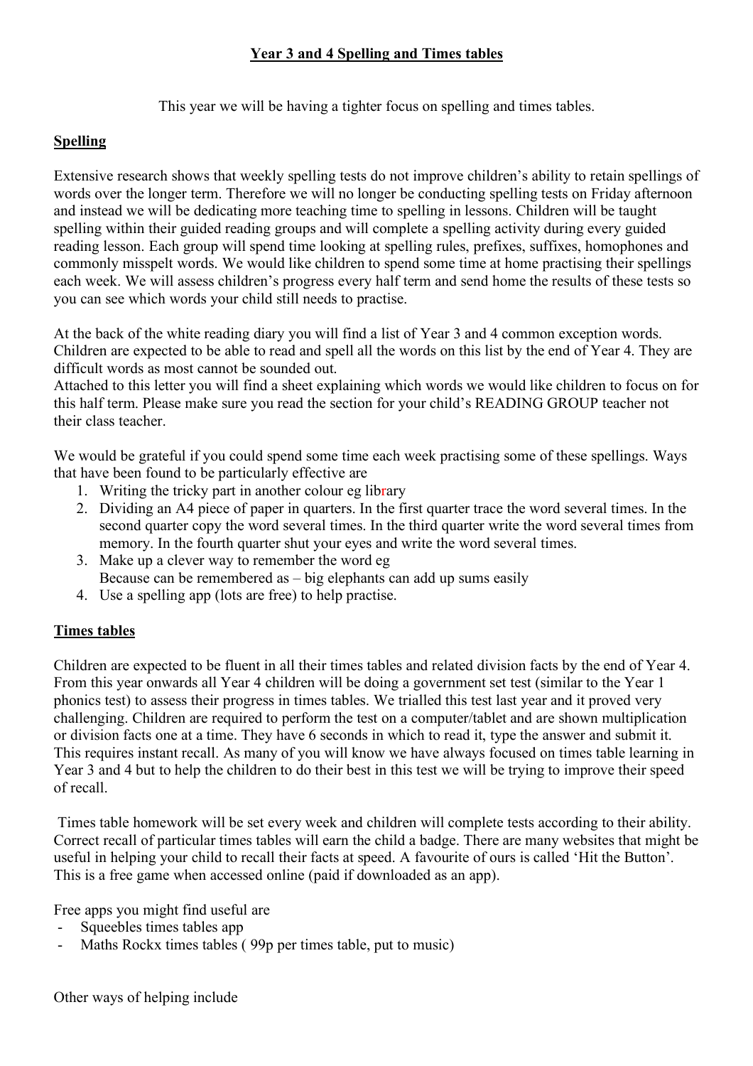# Year 3 and 4 Spelling and Times tables

This year we will be having a tighter focus on spelling and times tables.

## Spelling

Extensive research shows that weekly spelling tests do not improve children's ability to retain spellings of words over the longer term. Therefore we will no longer be conducting spelling tests on Friday afternoon and instead we will be dedicating more teaching time to spelling in lessons. Children will be taught spelling within their guided reading groups and will complete a spelling activity during every guided reading lesson. Each group will spend time looking at spelling rules, prefixes, suffixes, homophones and commonly misspelt words. We would like children to spend some time at home practising their spellings each week. We will assess children's progress every half term and send home the results of these tests so you can see which words your child still needs to practise.

At the back of the white reading diary you will find a list of Year 3 and 4 common exception words. Children are expected to be able to read and spell all the words on this list by the end of Year 4. They are difficult words as most cannot be sounded out.
Attached to this letter you will find a sheet explaining which words we would like children to focus on for this half term. Please make sure you read the section for your child's READING GROUP teacher not their class teacher.

We would be grateful if you could spend some time each week practising some of these spellings. Ways that have been found to be particularly effective are

1. Writing the tricky part in another colour eg library
2. Dividing an A4 piece of paper in quarters. In the first quarter trace the word several times. In the second quarter copy the word several times. In the third quarter write the word several times from memory. In the fourth quarter shut your eyes and write the word several times.
3. Make up a clever way to remember the word eg
   Because can be remembered as – big elephants can add up sums easily
4. Use a spelling app (lots are free) to help practise.

## Times tables

Children are expected to be fluent in all their times tables and related division facts by the end of Year 4. From this year onwards all Year 4 children will be doing a government set test (similar to the Year 1 phonics test) to assess their progress in times tables. We trialled this test last year and it proved very challenging. Children are required to perform the test on a computer/tablet and are shown multiplication or division facts one at a time. They have 6 seconds in which to read it, type the answer and submit it. This requires instant recall. As many of you will know we have always focused on times table learning in Year 3 and 4 but to help the children to do their best in this test we will be trying to improve their speed of recall.

Times table homework will be set every week and children will complete tests according to their ability. Correct recall of particular times tables will earn the child a badge. There are many websites that might be useful in helping your child to recall their facts at speed. A favourite of ours is called 'Hit the Button'. This is a free game when accessed online (paid if downloaded as an app).

Free apps you might find useful are

- Squeebles times tables app
- Maths Rockx times tables ( 99p per times table, put to music)

Other ways of helping include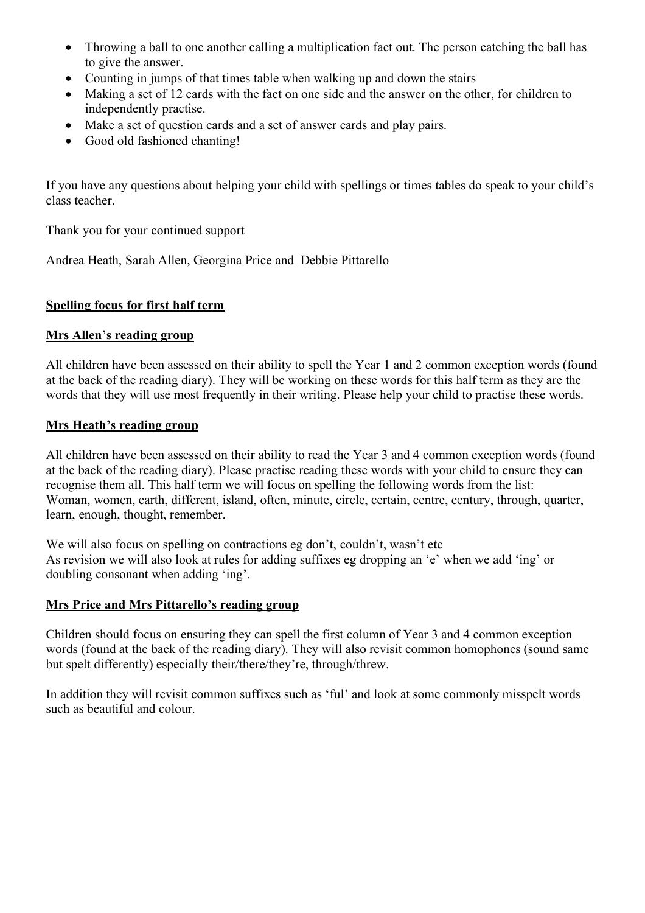- Throwing a ball to one another calling a multiplication fact out. The person catching the ball has to give the answer.
- Counting in jumps of that times table when walking up and down the stairs
- Making a set of 12 cards with the fact on one side and the answer on the other, for children to independently practise.
- Make a set of question cards and a set of answer cards and play pairs.
- Good old fashioned chanting!

If you have any questions about helping your child with spellings or times tables do speak to your child's class teacher.

Thank you for your continued support

Andrea Heath, Sarah Allen, Georgina Price and Debbie Pittarello

**Spelling focus for first half term**

**Mrs Allen's reading group**

All children have been assessed on their ability to spell the Year 1 and 2 common exception words (found at the back of the reading diary). They will be working on these words for this half term as they are the words that they will use most frequently in their writing. Please help your child to practise these words.

**Mrs Heath's reading group**

All children have been assessed on their ability to read the Year 3 and 4 common exception words (found at the back of the reading diary). Please practise reading these words with your child to ensure they can recognise them all. This half term we will focus on spelling the following words from the list:
Woman, women, earth, different, island, often, minute, circle, certain, centre, century, through, quarter, learn, enough, thought, remember.

We will also focus on spelling on contractions eg don't, couldn't, wasn't etc
As revision we will also look at rules for adding suffixes eg dropping an 'e' when we add 'ing' or doubling consonant when adding 'ing'.

**Mrs Price and Mrs Pittarello's reading group**

Children should focus on ensuring they can spell the first column of Year 3 and 4 common exception words (found at the back of the reading diary). They will also revisit common homophones (sound same but spelt differently) especially their/there/they're, through/threw.

In addition they will revisit common suffixes such as 'ful' and look at some commonly misspelt words such as beautiful and colour.